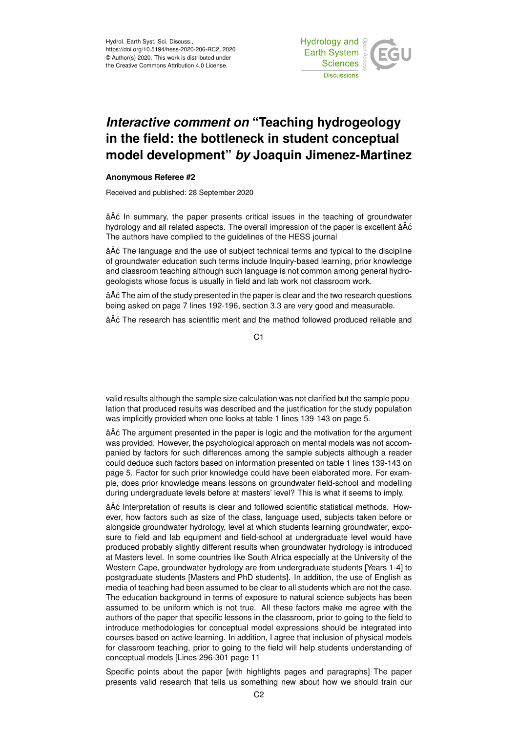Hydrol. Earth Syst. Sci. Discuss.,
https://doi.org/10.5194/hess-2020-206-RC2, 2020
© Author(s) 2020. This work is distributed under
the Creative Commons Attribution 4.0 License.

# *Interactive comment on* "Teaching hydrogeology in the field: the bottleneck in student conceptual model development" *by* Joaquin Jimenez-Martinez

**Anonymous Referee #2**

Received and published: 28 September 2020

âĂć In summary, the paper presents critical issues in the teaching of groundwater hydrology and all related aspects. The overall impression of the paper is excellent âĂć The authors have complied to the guidelines of the HESS journal

âĂć The language and the use of subject technical terms and typical to the discipline of groundwater education such terms include Inquiry-based learning, prior knowledge and classroom teaching although such language is not common among general hydrogeologists whose focus is usually in field and lab work not classroom work.

âĂć The aim of the study presented in the paper is clear and the two research questions being asked on page 7 lines 192-196, section 3.3 are very good and measurable.

âĂć The research has scientific merit and the method followed produced reliable and valid results although the sample size calculation was not clarified but the sample population that produced results was described and the justification for the study population was implicitly provided when one looks at table 1 lines 139-143 on page 5.

âĂć The argument presented in the paper is logic and the motivation for the argument was provided. However, the psychological approach on mental models was not accompanied by factors for such differences among the sample subjects although a reader could deduce such factors based on information presented on table 1 lines 139-143 on page 5. Factor for such prior knowledge could have been elaborated more. For example, does prior knowledge means lessons on groundwater field-school and modelling during undergraduate levels before at masters' level? This is what it seems to imply.

âĂć Interpretation of results is clear and followed scientific statistical methods. However, how factors such as size of the class, language used, subjects taken before or alongside groundwater hydrology, level at which students learning groundwater, exposure to field and lab equipment and field-school at undergraduate level would have produced probably slightly different results when groundwater hydrology is introduced at Masters level. In some countries like South Africa especially at the University of the Western Cape, groundwater hydrology are from undergraduate students [Years 1-4] to postgraduate students [Masters and PhD students]. In addition, the use of English as media of teaching had been assumed to be clear to all students which are not the case. The education background in terms of exposure to natural science subjects has been assumed to be uniform which is not true. All these factors make me agree with the authors of the paper that specific lessons in the classroom, prior to going to the field to introduce methodologies for conceptual model expressions should be integrated into courses based on active learning. In addition, I agree that inclusion of physical models for classroom teaching, prior to going to the field will help students understanding of conceptual models [Lines 296-301 page 11

Specific points about the paper [with highlights pages and paragraphs] The paper presents valid research that tells us something new about how we should train our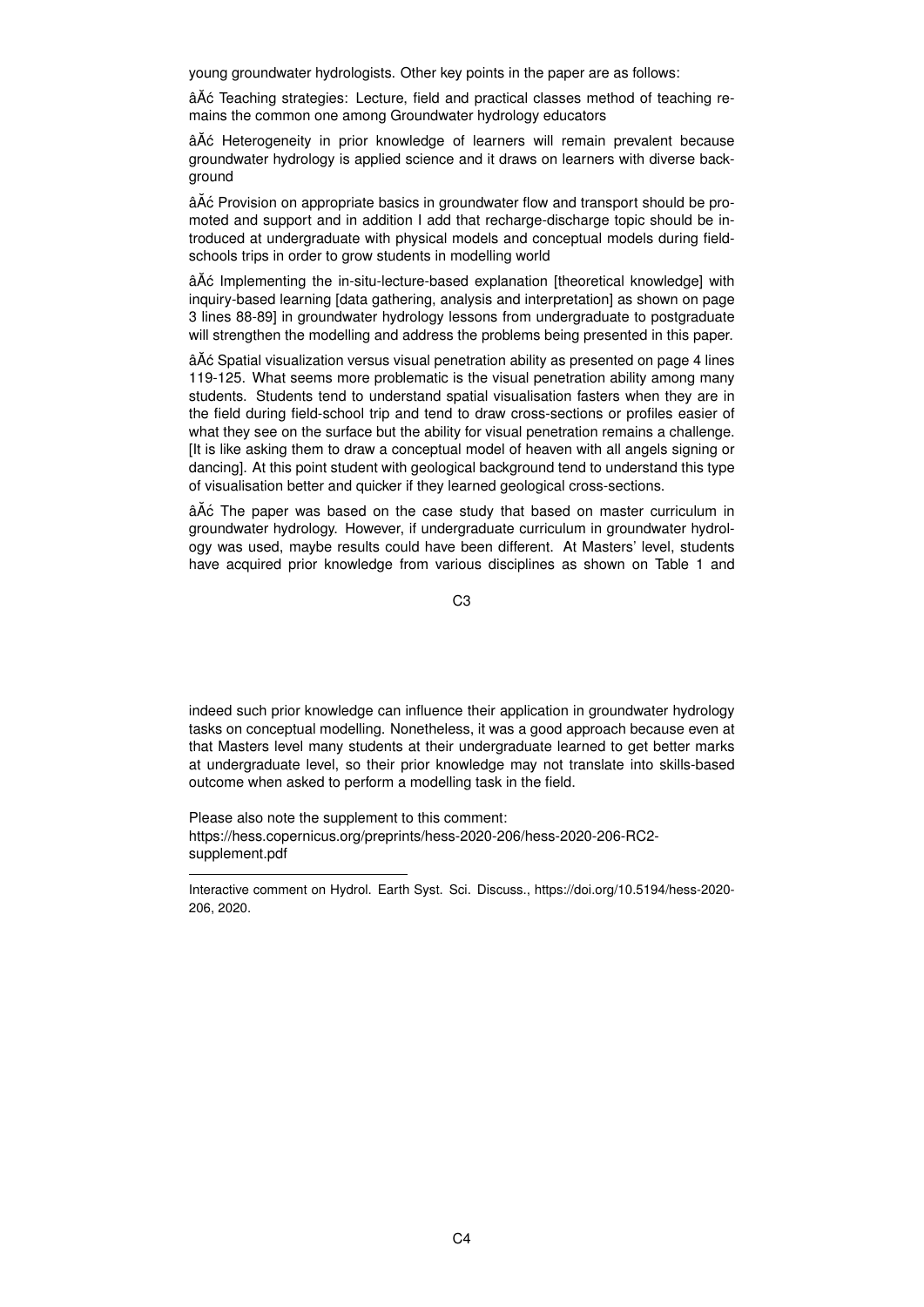young groundwater hydrologists. Other key points in the paper are as follows:

âĂć Teaching strategies: Lecture, field and practical classes method of teaching remains the common one among Groundwater hydrology educators

âĂć Heterogeneity in prior knowledge of learners will remain prevalent because groundwater hydrology is applied science and it draws on learners with diverse background

âĂć Provision on appropriate basics in groundwater flow and transport should be promoted and support and in addition I add that recharge-discharge topic should be introduced at undergraduate with physical models and conceptual models during field-schools trips in order to grow students in modelling world

âĂć Implementing the in-situ-lecture-based explanation [theoretical knowledge] with inquiry-based learning [data gathering, analysis and interpretation] as shown on page 3 lines 88-89] in groundwater hydrology lessons from undergraduate to postgraduate will strengthen the modelling and address the problems being presented in this paper.

âĂć Spatial visualization versus visual penetration ability as presented on page 4 lines 119-125. What seems more problematic is the visual penetration ability among many students. Students tend to understand spatial visualisation fasters when they are in the field during field-school trip and tend to draw cross-sections or profiles easier of what they see on the surface but the ability for visual penetration remains a challenge. [It is like asking them to draw a conceptual model of heaven with all angels signing or dancing]. At this point student with geological background tend to understand this type of visualisation better and quicker if they learned geological cross-sections.

âĂć The paper was based on the case study that based on master curriculum in groundwater hydrology. However, if undergraduate curriculum in groundwater hydrology was used, maybe results could have been different. At Masters' level, students have acquired prior knowledge from various disciplines as shown on Table 1 and indeed such prior knowledge can influence their application in groundwater hydrology tasks on conceptual modelling. Nonetheless, it was a good approach because even at that Masters level many students at their undergraduate learned to get better marks at undergraduate level, so their prior knowledge may not translate into skills-based outcome when asked to perform a modelling task in the field.

Please also note the supplement to this comment:
https://hess.copernicus.org/preprints/hess-2020-206/hess-2020-206-RC2-supplement.pdf

---

Interactive comment on Hydrol. Earth Syst. Sci. Discuss., https://doi.org/10.5194/hess-2020-206, 2020.